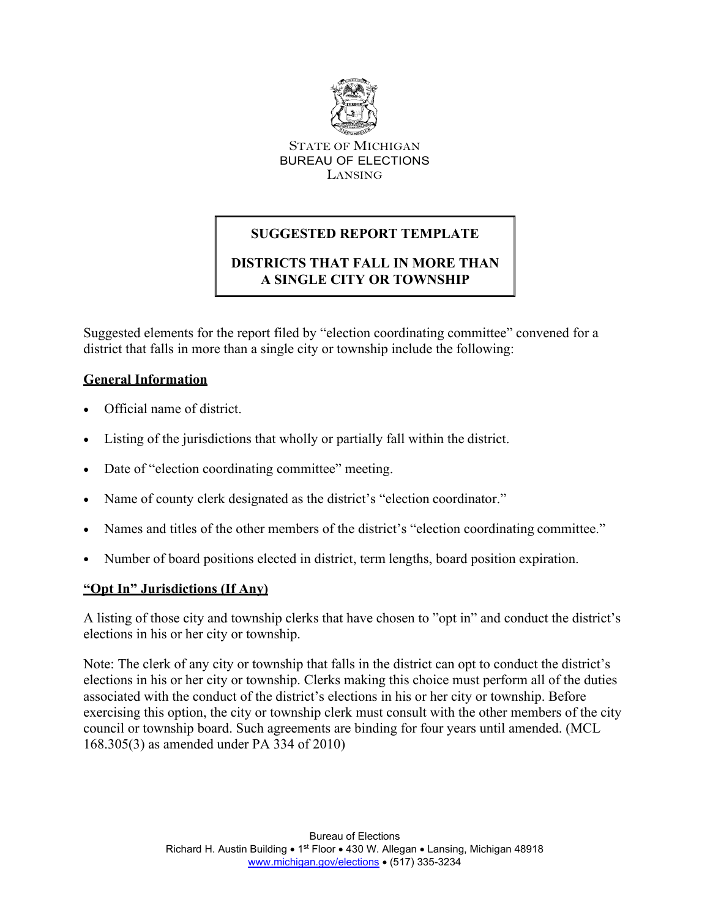STATE OF MICHIGAN
BUREAU OF ELECTIONS
LANSING

# SUGGESTED REPORT TEMPLATE

# DISTRICTS THAT FALL IN MORE THAN A SINGLE CITY OR TOWNSHIP

Suggested elements for the report filed by "election coordinating committee" convened for a district that falls in more than a single city or township include the following:

## General Information

- Official name of district.
- Listing of the jurisdictions that wholly or partially fall within the district.
- Date of "election coordinating committee" meeting.
- Name of county clerk designated as the district's "election coordinator."
- Names and titles of the other members of the district's "election coordinating committee."
- Number of board positions elected in district, term lengths, board position expiration.

## "Opt In" Jurisdictions (If Any)

A listing of those city and township clerks that have chosen to "opt in" and conduct the district's elections in his or her city or township.

Note: The clerk of any city or township that falls in the district can opt to conduct the district's elections in his or her city or township. Clerks making this choice must perform all of the duties associated with the conduct of the district's elections in his or her city or township. Before exercising this option, the city or township clerk must consult with the other members of the city council or township board. Such agreements are binding for four years until amended. (MCL 168.305(3) as amended under PA 334 of 2010)

Bureau of Elections
Richard H. Austin Building • 1st Floor • 430 W. Allegan • Lansing, Michigan 48918
www.michigan.gov/elections • (517) 335-3234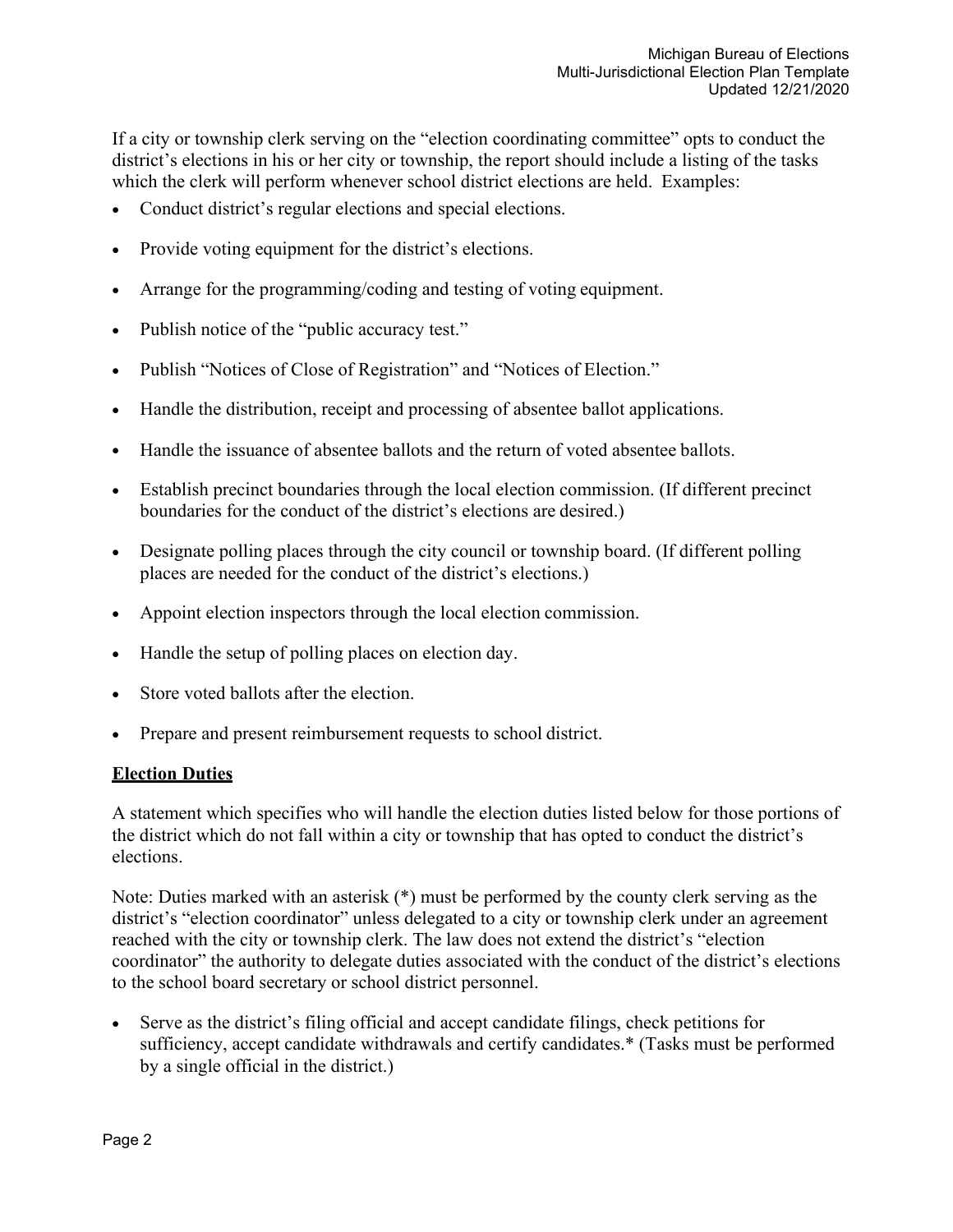If a city or township clerk serving on the "election coordinating committee" opts to conduct the district's elections in his or her city or township, the report should include a listing of the tasks which the clerk will perform whenever school district elections are held. Examples:

- Conduct district's regular elections and special elections.
- Provide voting equipment for the district's elections.
- Arrange for the programming/coding and testing of voting equipment.
- Publish notice of the "public accuracy test."
- Publish "Notices of Close of Registration" and "Notices of Election."
- Handle the distribution, receipt and processing of absentee ballot applications.
- Handle the issuance of absentee ballots and the return of voted absentee ballots.
- Establish precinct boundaries through the local election commission. (If different precinct boundaries for the conduct of the district's elections are desired.)
- Designate polling places through the city council or township board. (If different polling places are needed for the conduct of the district's elections.)
- Appoint election inspectors through the local election commission.
- Handle the setup of polling places on election day.
- Store voted ballots after the election.
- Prepare and present reimbursement requests to school district.

**Election Duties**

A statement which specifies who will handle the election duties listed below for those portions of the district which do not fall within a city or township that has opted to conduct the district's elections.

Note: Duties marked with an asterisk (*) must be performed by the county clerk serving as the district's "election coordinator" unless delegated to a city or township clerk under an agreement reached with the city or township clerk. The law does not extend the district's "election coordinator" the authority to delegate duties associated with the conduct of the district's elections to the school board secretary or school district personnel.

- Serve as the district's filing official and accept candidate filings, check petitions for sufficiency, accept candidate withdrawals and certify candidates.* (Tasks must be performed by a single official in the district.)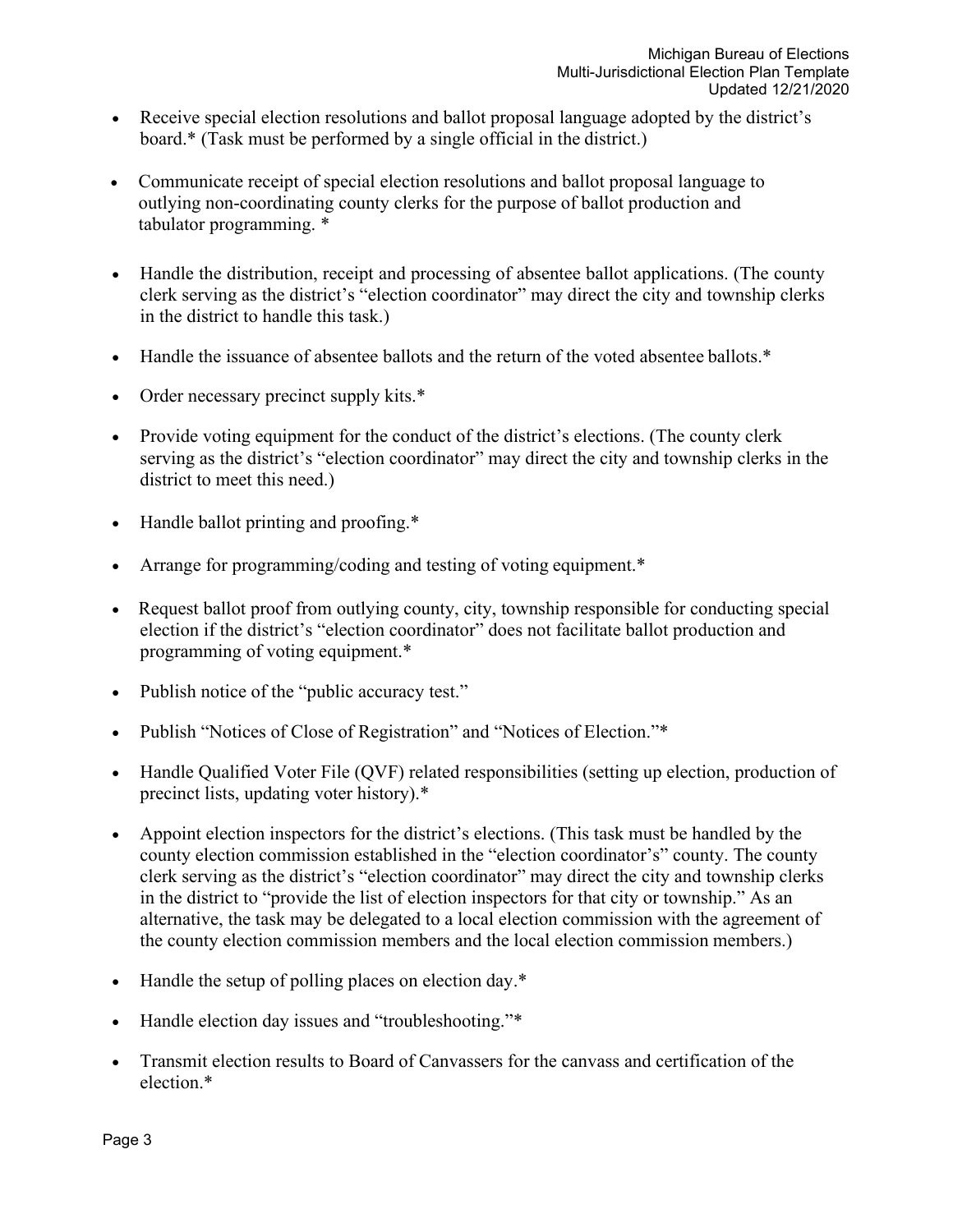- Receive special election resolutions and ballot proposal language adopted by the district's board.* (Task must be performed by a single official in the district.)

- Communicate receipt of special election resolutions and ballot proposal language to outlying non-coordinating county clerks for the purpose of ballot production and tabulator programming. *

- Handle the distribution, receipt and processing of absentee ballot applications. (The county clerk serving as the district's "election coordinator" may direct the city and township clerks in the district to handle this task.)

- Handle the issuance of absentee ballots and the return of the voted absentee ballots.*

- Order necessary precinct supply kits.*

- Provide voting equipment for the conduct of the district's elections. (The county clerk serving as the district's "election coordinator" may direct the city and township clerks in the district to meet this need.)

- Handle ballot printing and proofing.*

- Arrange for programming/coding and testing of voting equipment.*

- Request ballot proof from outlying county, city, township responsible for conducting special election if the district's "election coordinator" does not facilitate ballot production and programming of voting equipment.*

- Publish notice of the "public accuracy test."

- Publish "Notices of Close of Registration" and "Notices of Election."*

- Handle Qualified Voter File (QVF) related responsibilities (setting up election, production of precinct lists, updating voter history).*

- Appoint election inspectors for the district's elections. (This task must be handled by the county election commission established in the "election coordinator's" county. The county clerk serving as the district's "election coordinator" may direct the city and township clerks in the district to "provide the list of election inspectors for that city or township." As an alternative, the task may be delegated to a local election commission with the agreement of the county election commission members and the local election commission members.)

- Handle the setup of polling places on election day.*

- Handle election day issues and "troubleshooting."*

- Transmit election results to Board of Canvassers for the canvass and certification of the election.*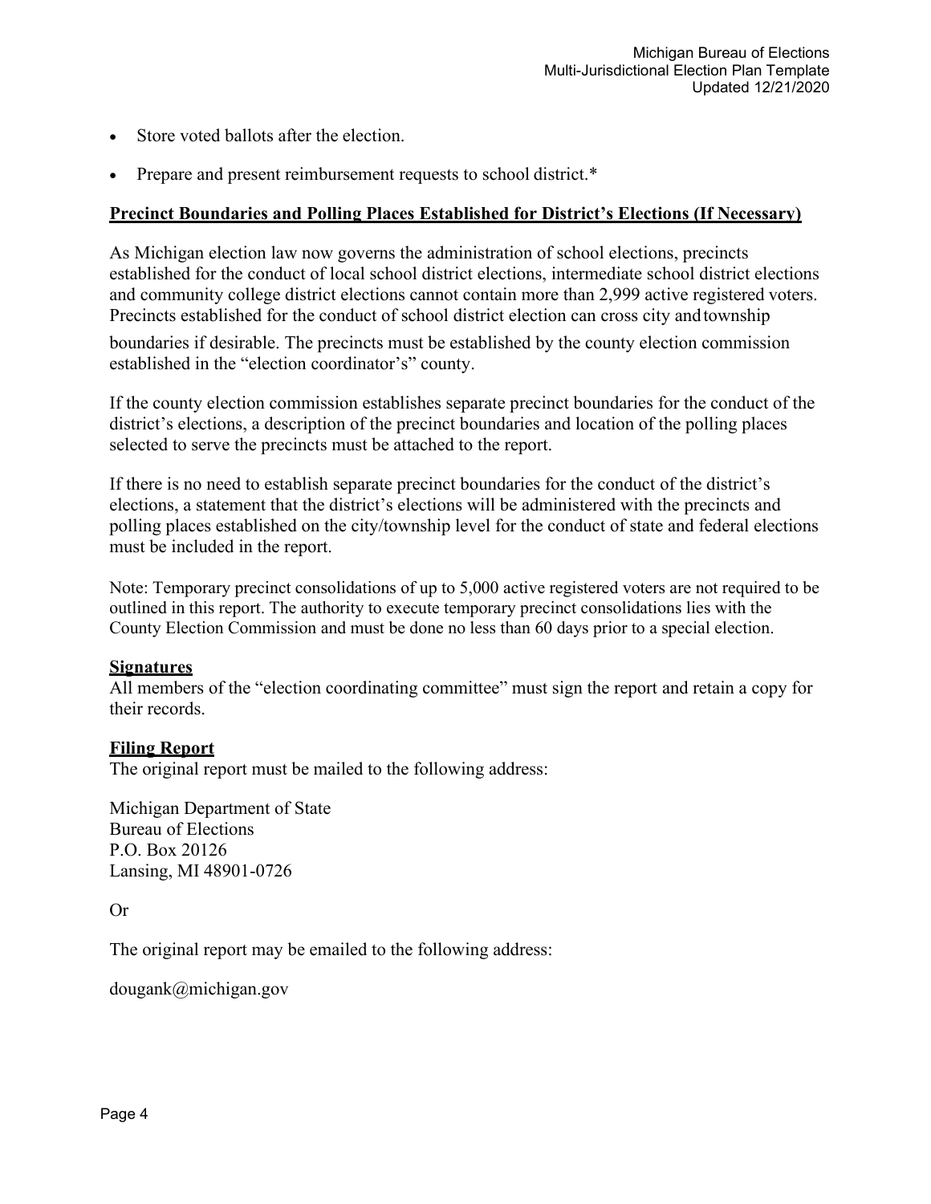- Store voted ballots after the election.
- Prepare and present reimbursement requests to school district.*

**<u>Precinct Boundaries and Polling Places Established for District's Elections (If Necessary)</u>**

As Michigan election law now governs the administration of school elections, precincts established for the conduct of local school district elections, intermediate school district elections and community college district elections cannot contain more than 2,999 active registered voters. Precincts established for the conduct of school district election can cross city and township boundaries if desirable. The precincts must be established by the county election commission established in the "election coordinator's" county.

If the county election commission establishes separate precinct boundaries for the conduct of the district's elections, a description of the precinct boundaries and location of the polling places selected to serve the precincts must be attached to the report.

If there is no need to establish separate precinct boundaries for the conduct of the district's elections, a statement that the district's elections will be administered with the precincts and polling places established on the city/township level for the conduct of state and federal elections must be included in the report.

Note: Temporary precinct consolidations of up to 5,000 active registered voters are not required to be outlined in this report. The authority to execute temporary precinct consolidations lies with the County Election Commission and must be done no less than 60 days prior to a special election.

**<u>Signatures</u>**

All members of the "election coordinating committee" must sign the report and retain a copy for their records.

**<u>Filing Report</u>**

The original report must be mailed to the following address:

Michigan Department of State
Bureau of Elections
P.O. Box 20126
Lansing, MI 48901-0726

Or

The original report may be emailed to the following address:

dougank@michigan.gov